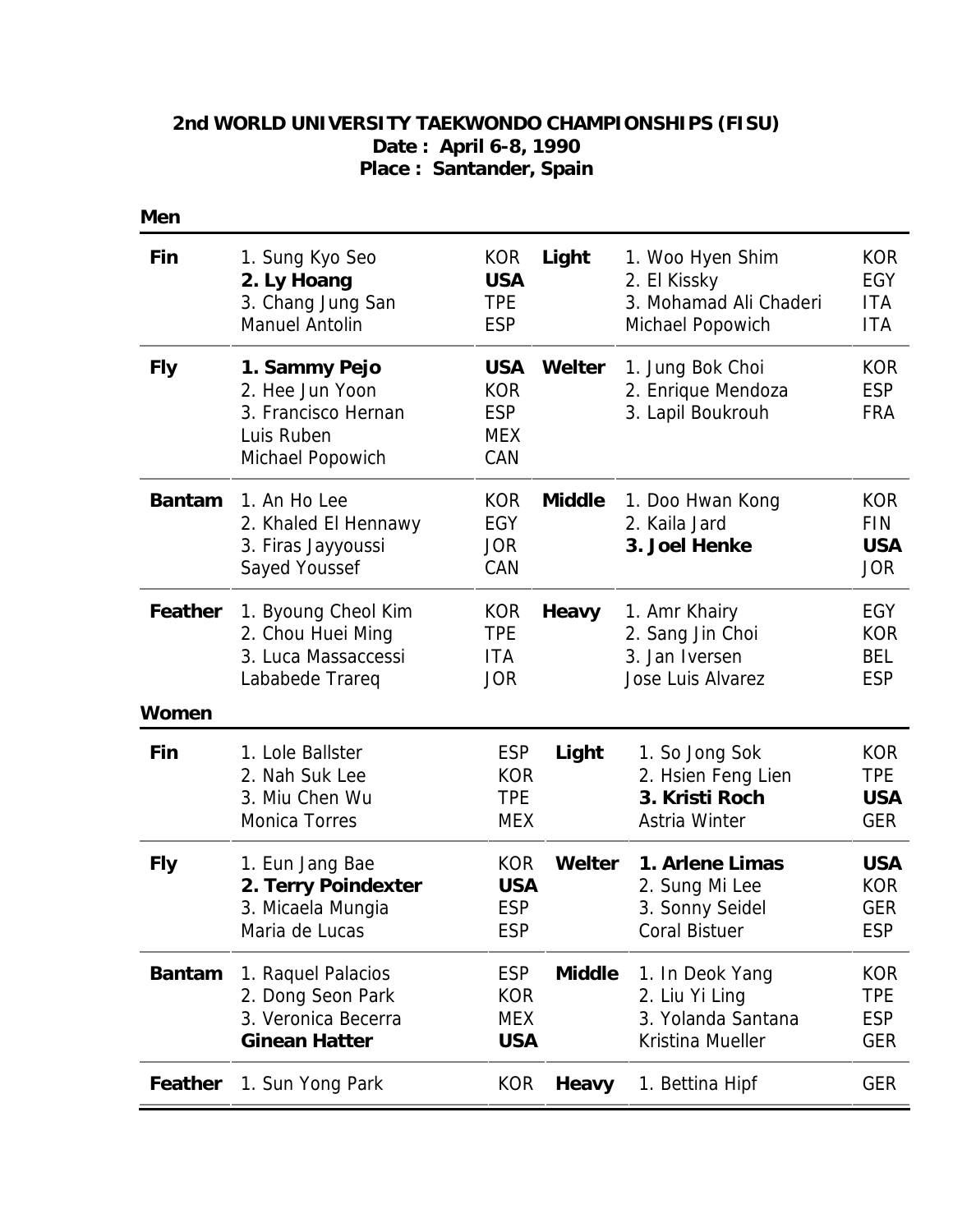**2nd WORLD UNIVERSITY TAEKWONDO CHAMPIONSHIPS (FISU)**
**Date : April 6-8, 1990**
**Place : Santander, Spain**

## Men

| Weight | Name | Country | Weight | Name | Country |
|---|---|---|---|---|---|
| **Fin** | 1. Sung Kyo Seo | KOR | **Light** | 1. Woo Hyen Shim | KOR |
| | **2. Ly Hoang** | **USA** | | 2. El Kissky | EGY |
| | 3. Chang Jung San | TPE | | 3. Mohamad Ali Chaderi | ITA |
| | Manuel Antolin | ESP | | Michael Popowich | ITA |
| **Fly** | **1. Sammy Pejo** | **USA** | **Welter** | 1. Jung Bok Choi | KOR |
| | 2. Hee Jun Yoon | KOR | | 2. Enrique Mendoza | ESP |
| | 3. Francisco Hernan | ESP | | 3. Lapil Boukrouh | FRA |
| | Luis Ruben | MEX | | | |
| | Michael Popowich | CAN | | | |
| **Bantam** | 1. An Ho Lee | KOR | **Middle** | 1. Doo Hwan Kong | KOR |
| | 2. Khaled El Hennawy | EGY | | 2. Kaila Jard | FIN |
| | 3. Firas Jayyoussi | JOR | | **3. Joel Henke** | **USA** |
| | Sayed Youssef | CAN | | | JOR |
| **Feather** | 1. Byoung Cheol Kim | KOR | **Heavy** | 1. Amr Khairy | EGY |
| | 2. Chou Huei Ming | TPE | | 2. Sang Jin Choi | KOR |
| | 3. Luca Massaccessi | ITA | | 3. Jan Iversen | BEL |
| | Lababede Trareq | JOR | | Jose Luis Alvarez | ESP |

## Women

| Weight | Name | Country | Weight | Name | Country |
|---|---|---|---|---|---|
| **Fin** | 1. Lole Ballster | ESP | **Light** | 1. So Jong Sok | KOR |
| | 2. Nah Suk Lee | KOR | | 2. Hsien Feng Lien | TPE |
| | 3. Miu Chen Wu | TPE | | **3. Kristi Roch** | **USA** |
| | Monica Torres | MEX | | Astria Winter | GER |
| **Fly** | 1. Eun Jang Bae | KOR | **Welter** | **1. Arlene Limas** | **USA** |
| | **2. Terry Poindexter** | **USA** | | 2. Sung Mi Lee | KOR |
| | 3. Micaela Mungia | ESP | | 3. Sonny Seidel | GER |
| | Maria de Lucas | ESP | | Coral Bistuer | ESP |
| **Bantam** | 1. Raquel Palacios | ESP | **Middle** | 1. In Deok Yang | KOR |
| | 2. Dong Seon Park | KOR | | 2. Liu Yi Ling | TPE |
| | 3. Veronica Becerra | MEX | | 3. Yolanda Santana | ESP |
| | **Ginean Hatter** | **USA** | | Kristina Mueller | GER |
| **Feather** | 1. Sun Yong Park | KOR | **Heavy** | 1. Bettina Hipf | GER |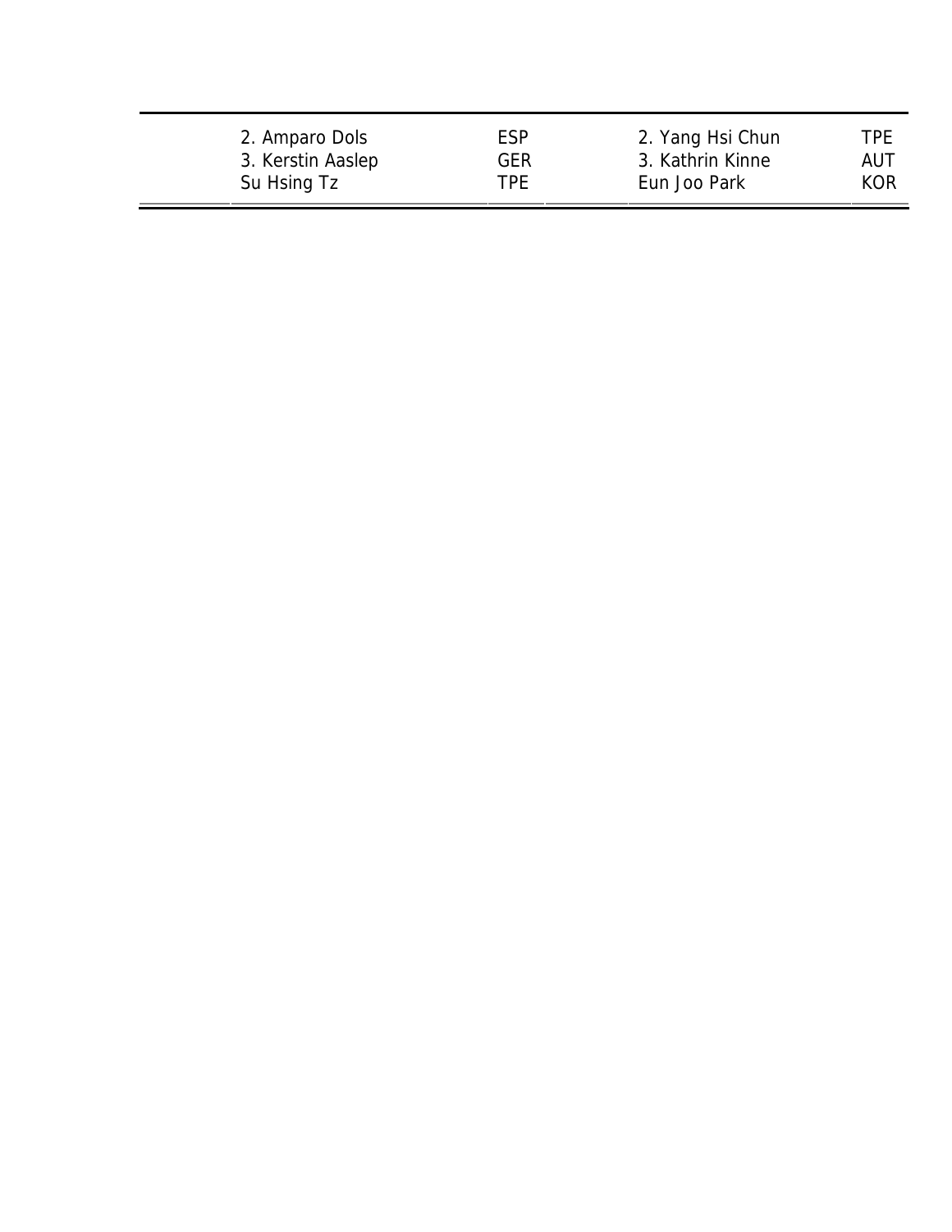| | | | | | |
|---|---|---|---|---|---|
| | 2. Amparo Dols | ESP | | 2. Yang Hsi Chun | TPE |
| | 3. Kerstin Aaslep | GER | | 3. Kathrin Kinne | AUT |
| | Su Hsing Tz | TPE | | Eun Joo Park | KOR |